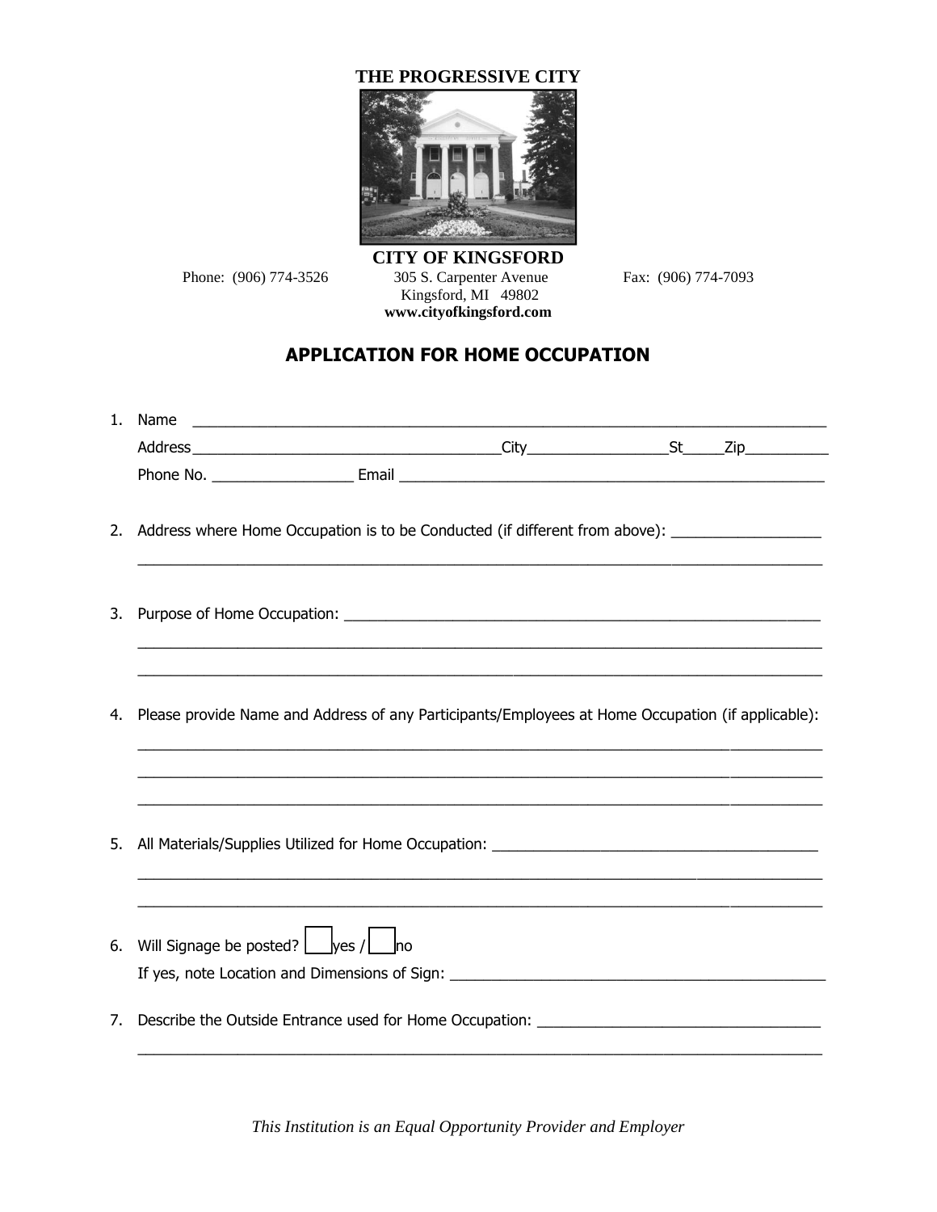**THE PROGRESSIVE CITY**

**CITY OF KINGSFORD**

Phone: (906) 774-3526

305 S. Carpenter Avenue
Kingsford, MI 49802
**www.cityofkingsford.com**

Fax: (906) 774-7093

## APPLICATION FOR HOME OCCUPATION

1. Name ______________________________________________________________________

   Address ___________________________________ City ________________ St _____ Zip __________

   Phone No. _________________ Email ____________________________________________________

2. Address where Home Occupation is to be Conducted (if different from above): __________________

   ______________________________________________________________________________________

3. Purpose of Home Occupation: ________________________________________________________

   ______________________________________________________________________________________

   ______________________________________________________________________________________

4. Please provide Name and Address of any Participants/Employees at Home Occupation (if applicable):

   ______________________________________________________________________________________

   ______________________________________________________________________________________

   ______________________________________________________________________________________

5. All Materials/Supplies Utilized for Home Occupation: ________________________________________

   ______________________________________________________________________________________

   ______________________________________________________________________________________

6. Will Signage be posted? ☐ yes / ☐ no

   If yes, note Location and Dimensions of Sign: ______________________________________________

7. Describe the Outside Entrance used for Home Occupation: __________________________________

   ______________________________________________________________________________________

*This Institution is an Equal Opportunity Provider and Employer*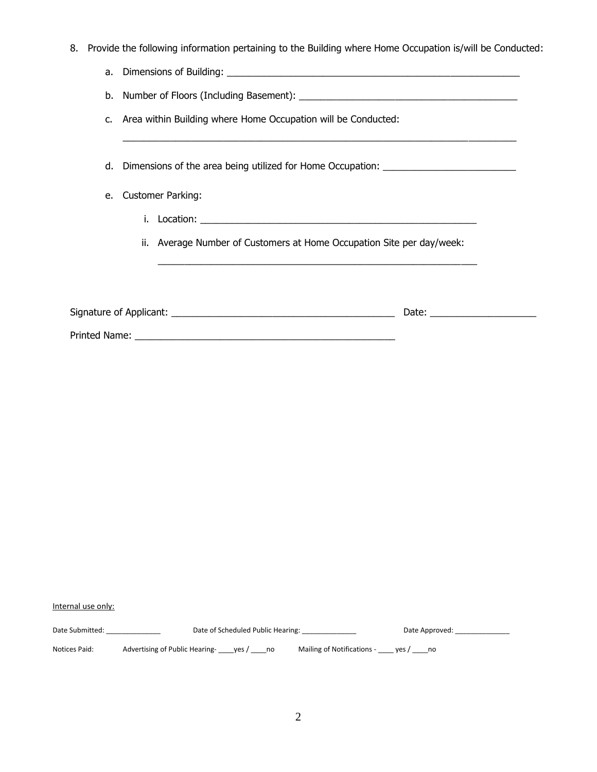8. Provide the following information pertaining to the Building where Home Occupation is/will be Conducted:

   a. Dimensions of Building: ______________________________________________________

   b. Number of Floors (Including Basement): ________________________________________

   c. Area within Building where Home Occupation will be Conducted:

      ________________________________________________________________________

   d. Dimensions of the area being utilized for Home Occupation: ________________________

   e. Customer Parking:

      i. Location: ___________________________________________________

      ii. Average Number of Customers at Home Occupation Site per day/week:

      ____________________________________________________________

Signature of Applicant: ________________________________________ Date: ___________________

Printed Name: _______________________________________________

Internal use only:

Date Submitted: _____________ Date of Scheduled Public Hearing: _____________ Date Approved: _____________

Notices Paid: Advertising of Public Hearing- ____yes / ____no Mailing of Notifications - ____ yes / ____no